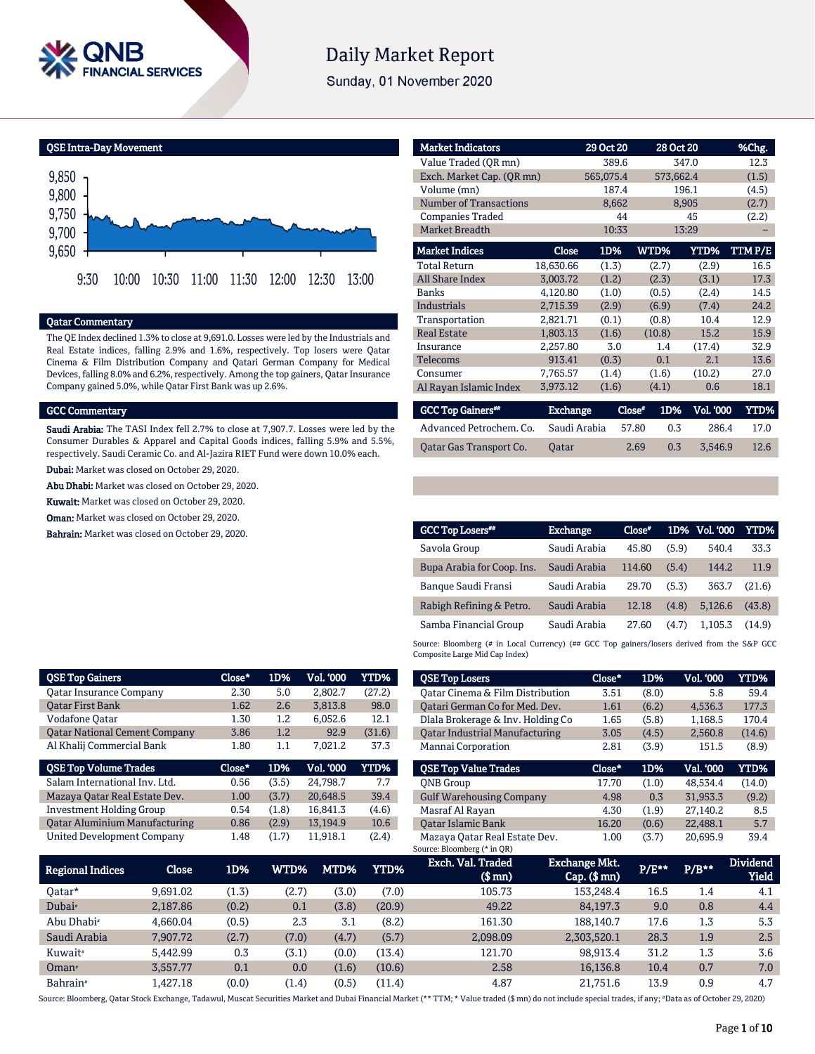# Daily Market Report

Sunday, 01 November 2020

## QSE Intra-Day Movement

## Qatar Commentary

The QE Index declined 1.3% to close at 9,691.0. Losses were led by the Industrials and Real Estate indices, falling 2.9% and 1.6%, respectively. Top losers were Qatar Cinema & Film Distribution Company and Qatari German Company for Medical Devices, falling 8.0% and 6.2%, respectively. Among the top gainers, Qatar Insurance Company gained 5.0%, while Qatar First Bank was up 2.6%.

## GCC Commentary

**Saudi Arabia:** The TASI Index fell 2.7% to close at 7,907.7. Losses were led by the Consumer Durables & Apparel and Capital Goods indices, falling 5.9% and 5.5%, respectively. Saudi Ceramic Co. and Al-Jazira RIET Fund were down 10.0% each.

**Dubai:** Market was closed on October 29, 2020.

**Abu Dhabi:** Market was closed on October 29, 2020.

**Kuwait:** Market was closed on October 29, 2020.

**Oman:** Market was closed on October 29, 2020.

**Bahrain:** Market was closed on October 29, 2020.

| Market Indicators | 29 Oct 20 | 28 Oct 20 | %Chg. |
|---|---|---|---|
| Value Traded (QR mn) | 389.6 | 347.0 | 12.3 |
| Exch. Market Cap. (QR mn) | 565,075.4 | 573,662.4 | (1.5) |
| Volume (mn) | 187.4 | 196.1 | (4.5) |
| Number of Transactions | 8,662 | 8,905 | (2.7) |
| Companies Traded | 44 | 45 | (2.2) |
| Market Breadth | 10:33 | 13:29 | – |

| Market Indices | Close | 1D% | WTD% | YTD% | TTM P/E |
|---|---|---|---|---|---|
| Total Return | 18,630.66 | (1.3) | (2.7) | (2.9) | 16.5 |
| All Share Index | 3,003.72 | (1.2) | (2.3) | (3.1) | 17.3 |
| Banks | 4,120.80 | (1.0) | (0.5) | (2.4) | 14.5 |
| Industrials | 2,715.39 | (2.9) | (6.9) | (7.4) | 24.2 |
| Transportation | 2,821.71 | (0.1) | (0.8) | 10.4 | 12.9 |
| Real Estate | 1,803.13 | (1.6) | (10.8) | 15.2 | 15.9 |
| Insurance | 2,257.80 | 3.0 | 1.4 | (17.4) | 32.9 |
| Telecoms | 913.41 | (0.3) | 0.1 | 2.1 | 13.6 |
| Consumer | 7,765.57 | (1.4) | (1.6) | (10.2) | 27.0 |
| Al Rayan Islamic Index | 3,973.12 | (1.6) | (4.1) | 0.6 | 18.1 |

| GCC Top Gainers## | Exchange | Close# | 1D% | Vol. '000 | YTD% |
|---|---|---|---|---|---|
| Advanced Petrochem. Co. | Saudi Arabia | 57.80 | 0.3 | 286.4 | 17.0 |
| Qatar Gas Transport Co. | Qatar | 2.69 | 0.3 | 3,546.9 | 12.6 |

| GCC Top Losers## | Exchange | Close# | 1D% | Vol. '000 | YTD% |
|---|---|---|---|---|---|
| Savola Group | Saudi Arabia | 45.80 | (5.9) | 540.4 | 33.3 |
| Bupa Arabia for Coop. Ins. | Saudi Arabia | 114.60 | (5.4) | 144.2 | 11.9 |
| Banque Saudi Fransi | Saudi Arabia | 29.70 | (5.3) | 363.7 | (21.6) |
| Rabigh Refining & Petro. | Saudi Arabia | 12.18 | (4.8) | 5,126.6 | (43.8) |
| Samba Financial Group | Saudi Arabia | 27.60 | (4.7) | 1,105.3 | (14.9) |

Source: Bloomberg (# in Local Currency) (## GCC Top gainers/losers derived from the S&P GCC Composite Large Mid Cap Index)

| QSE Top Gainers | Close* | 1D% | Vol. '000 | YTD% |
|---|---|---|---|---|
| Qatar Insurance Company | 2.30 | 5.0 | 2,802.7 | (27.2) |
| Qatar First Bank | 1.62 | 2.6 | 3,813.8 | 98.0 |
| Vodafone Qatar | 1.30 | 1.2 | 6,052.6 | 12.1 |
| Qatar National Cement Company | 3.86 | 1.2 | 92.9 | (31.6) |
| Al Khalij Commercial Bank | 1.80 | 1.1 | 7,021.2 | 37.3 |

| QSE Top Volume Trades | Close* | 1D% | Vol. '000 | YTD% |
|---|---|---|---|---|
| Salam International Inv. Ltd. | 0.56 | (3.5) | 24,798.7 | 7.7 |
| Mazaya Qatar Real Estate Dev. | 1.00 | (3.7) | 20,648.5 | 39.4 |
| Investment Holding Group | 0.54 | (1.8) | 16,841.3 | (4.6) |
| Qatar Aluminium Manufacturing | 0.86 | (2.9) | 13,194.9 | 10.6 |
| United Development Company | 1.48 | (1.7) | 11,918.1 | (2.4) |

| QSE Top Losers | Close* | 1D% | Vol. '000 | YTD% |
|---|---|---|---|---|
| Qatar Cinema & Film Distribution | 3.51 | (8.0) | 5.8 | 59.4 |
| Qatari German Co for Med. Dev. | 1.61 | (6.2) | 4,536.3 | 177.3 |
| Dlala Brokerage & Inv. Holding Co | 1.65 | (5.8) | 1,168.5 | 170.4 |
| Qatar Industrial Manufacturing | 3.05 | (4.5) | 2,560.8 | (14.6) |
| Mannai Corporation | 2.81 | (3.9) | 151.5 | (8.9) |

| QSE Top Value Trades | Close* | 1D% | Val. '000 | YTD% |
|---|---|---|---|---|
| QNB Group | 17.70 | (1.0) | 48,534.4 | (14.0) |
| Gulf Warehousing Company | 4.98 | 0.3 | 31,953.3 | (9.2) |
| Masraf Al Rayan | 4.30 | (1.9) | 27,140.2 | 8.5 |
| Qatar Islamic Bank | 16.20 | (0.6) | 22,488.1 | 5.7 |
| Mazaya Qatar Real Estate Dev. | 1.00 | (3.7) | 20,695.9 | 39.4 |

Source: Bloomberg (* in QR)

| Regional Indices | Close | 1D% | WTD% | MTD% | YTD% | Exch. Val. Traded ($ mn) | Exchange Mkt. Cap. ($ mn) | P/E** | P/B** | Dividend Yield |
|---|---|---|---|---|---|---|---|---|---|---|
| Qatar* | 9,691.02 | (1.3) | (2.7) | (3.0) | (7.0) | 105.73 | 153,248.4 | 16.5 | 1.4 | 4.1 |
| Dubai# | 2,187.86 | (0.2) | 0.1 | (3.8) | (20.9) | 49.22 | 84,197.3 | 9.0 | 0.8 | 4.4 |
| Abu Dhabi# | 4,660.04 | (0.5) | 2.3 | 3.1 | (8.2) | 161.30 | 188,140.7 | 17.6 | 1.3 | 5.3 |
| Saudi Arabia | 7,907.72 | (2.7) | (7.0) | (4.7) | (5.7) | 2,098.09 | 2,303,520.1 | 28.3 | 1.9 | 2.5 |
| Kuwait# | 5,442.99 | 0.3 | (3.1) | (0.0) | (13.4) | 121.70 | 98,913.4 | 31.2 | 1.3 | 3.6 |
| Oman# | 3,557.77 | 0.1 | 0.0 | (1.6) | (10.6) | 2.58 | 16,136.8 | 10.4 | 0.7 | 7.0 |
| Bahrain# | 1,427.18 | (0.0) | (1.4) | (0.5) | (11.4) | 4.87 | 21,751.6 | 13.9 | 0.9 | 4.7 |

Source: Bloomberg, Qatar Stock Exchange, Tadawul, Muscat Securities Market and Dubai Financial Market (** TTM; * Value traded ($ mn) do not include special trades, if any; #Data as of October 29, 2020)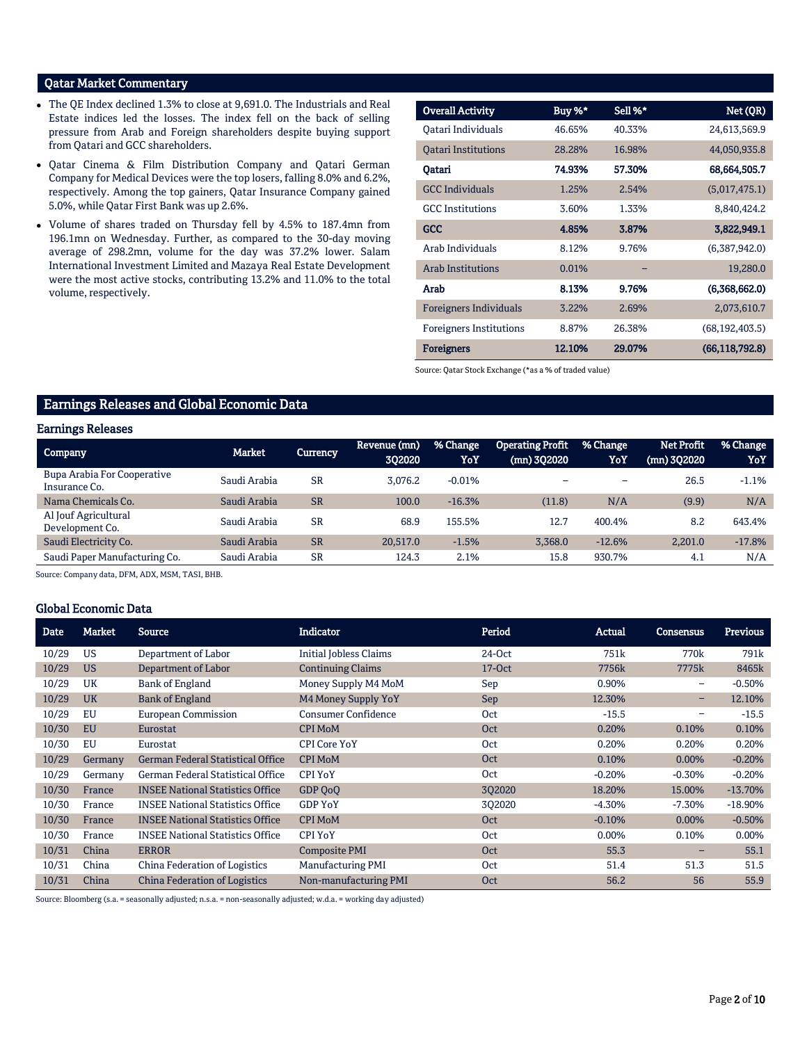## Qatar Market Commentary

- The QE Index declined 1.3% to close at 9,691.0. The Industrials and Real Estate indices led the losses. The index fell on the back of selling pressure from Arab and Foreign shareholders despite buying support from Qatari and GCC shareholders.
- Qatar Cinema & Film Distribution Company and Qatari German Company for Medical Devices were the top losers, falling 8.0% and 6.2%, respectively. Among the top gainers, Qatar Insurance Company gained 5.0%, while Qatar First Bank was up 2.6%.
- Volume of shares traded on Thursday fell by 4.5% to 187.4mn from 196.1mn on Wednesday. Further, as compared to the 30-day moving average of 298.2mn, volume for the day was 37.2% lower. Salam International Investment Limited and Mazaya Real Estate Development were the most active stocks, contributing 13.2% and 11.0% to the total volume, respectively.

| Overall Activity | Buy %* | Sell %* | Net (QR) |
|---|---|---|---|
| Qatari Individuals | 46.65% | 40.33% | 24,613,569.9 |
| Qatari Institutions | 28.28% | 16.98% | 44,050,935.8 |
| **Qatari** | **74.93%** | **57.30%** | **68,664,505.7** |
| GCC Individuals | 1.25% | 2.54% | (5,017,475.1) |
| GCC Institutions | 3.60% | 1.33% | 8,840,424.2 |
| **GCC** | **4.85%** | **3.87%** | **3,822,949.1** |
| Arab Individuals | 8.12% | 9.76% | (6,387,942.0) |
| Arab Institutions | 0.01% | – | 19,280.0 |
| **Arab** | **8.13%** | **9.76%** | **(6,368,662.0)** |
| Foreigners Individuals | 3.22% | 2.69% | 2,073,610.7 |
| Foreigners Institutions | 8.87% | 26.38% | (68,192,403.5) |
| **Foreigners** | **12.10%** | **29.07%** | **(66,118,792.8)** |

Source: Qatar Stock Exchange (*as a % of traded value)

## Earnings Releases and Global Economic Data

### Earnings Releases

| Company | Market | Currency | Revenue (mn) 3Q2020 | % Change YoY | Operating Profit (mn) 3Q2020 | % Change YoY | Net Profit (mn) 3Q2020 | % Change YoY |
|---|---|---|---|---|---|---|---|---|
| Bupa Arabia For Cooperative Insurance Co. | Saudi Arabia | SR | 3,076.2 | -0.01% | – | – | 26.5 | -1.1% |
| Nama Chemicals Co. | Saudi Arabia | SR | 100.0 | -16.3% | (11.8) | N/A | (9.9) | N/A |
| Al Jouf Agricultural Development Co. | Saudi Arabia | SR | 68.9 | 155.5% | 12.7 | 400.4% | 8.2 | 643.4% |
| Saudi Electricity Co. | Saudi Arabia | SR | 20,517.0 | -1.5% | 3,368.0 | -12.6% | 2,201.0 | -17.8% |
| Saudi Paper Manufacturing Co. | Saudi Arabia | SR | 124.3 | 2.1% | 15.8 | 930.7% | 4.1 | N/A |

Source: Company data, DFM, ADX, MSM, TASI, BHB.

### Global Economic Data

| Date | Market | Source | Indicator | Period | Actual | Consensus | Previous |
|---|---|---|---|---|---|---|---|
| 10/29 | US | Department of Labor | Initial Jobless Claims | 24-Oct | 751k | 770k | 791k |
| 10/29 | US | Department of Labor | Continuing Claims | 17-Oct | 7756k | 7775k | 8465k |
| 10/29 | UK | Bank of England | Money Supply M4 MoM | Sep | 0.90% | – | -0.50% |
| 10/29 | UK | Bank of England | M4 Money Supply YoY | Sep | 12.30% | – | 12.10% |
| 10/29 | EU | European Commission | Consumer Confidence | Oct | -15.5 | – | -15.5 |
| 10/30 | EU | Eurostat | CPI MoM | Oct | 0.20% | 0.10% | 0.10% |
| 10/30 | EU | Eurostat | CPI Core YoY | Oct | 0.20% | 0.20% | 0.20% |
| 10/29 | Germany | German Federal Statistical Office | CPI MoM | Oct | 0.10% | 0.00% | -0.20% |
| 10/29 | Germany | German Federal Statistical Office | CPI YoY | Oct | -0.20% | -0.30% | -0.20% |
| 10/30 | France | INSEE National Statistics Office | GDP QoQ | 3Q2020 | 18.20% | 15.00% | -13.70% |
| 10/30 | France | INSEE National Statistics Office | GDP YoY | 3Q2020 | -4.30% | -7.30% | -18.90% |
| 10/30 | France | INSEE National Statistics Office | CPI MoM | Oct | -0.10% | 0.00% | -0.50% |
| 10/30 | France | INSEE National Statistics Office | CPI YoY | Oct | 0.00% | 0.10% | 0.00% |
| 10/31 | China | ERROR | Composite PMI | Oct | 55.3 | – | 55.1 |
| 10/31 | China | China Federation of Logistics | Manufacturing PMI | Oct | 51.4 | 51.3 | 51.5 |
| 10/31 | China | China Federation of Logistics | Non-manufacturing PMI | Oct | 56.2 | 56 | 55.9 |

Source: Bloomberg (s.a. = seasonally adjusted; n.s.a. = non-seasonally adjusted; w.d.a. = working day adjusted)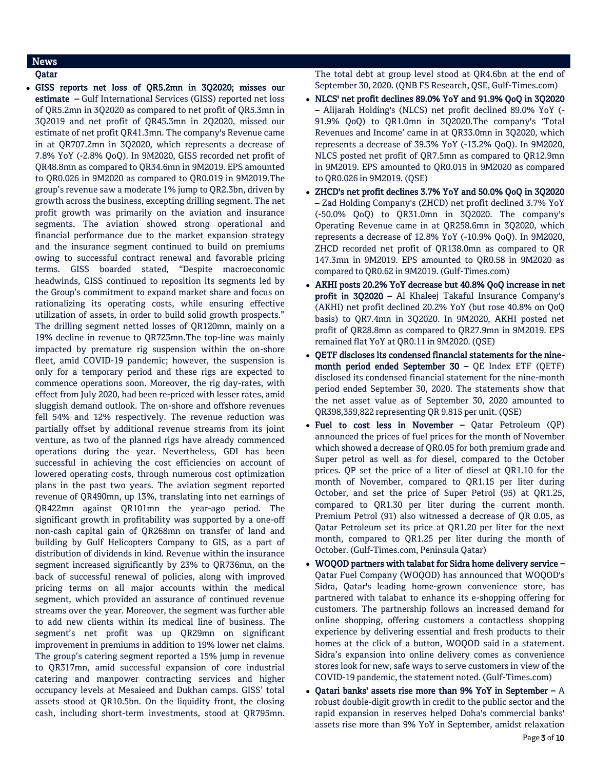## News

### Qatar

- **GISS reports net loss of QR5.2mn in 3Q2020; misses our estimate –** Gulf International Services (GISS) reported net loss of QR5.2mn in 3Q2020 as compared to net profit of QR5.3mn in 3Q2019 and net profit of QR45.3mn in 2Q2020, missed our estimate of net profit QR41.3mn. The company's Revenue came in at QR707.2mn in 3Q2020, which represents a decrease of 7.8% YoY (-2.8% QoQ). In 9M2020, GISS recorded net profit of QR48.8mn as compared to QR34.6mn in 9M2019. EPS amounted to QR0.026 in 9M2020 as compared to QR0.019 in 9M2019.The group's revenue saw a moderate 1% jump to QR2.3bn, driven by growth across the business, excepting drilling segment. The net profit growth was primarily on the aviation and insurance segments. The aviation showed strong operational and financial performance due to the market expansion strategy and the insurance segment continued to build on premiums owing to successful contract renewal and favorable pricing terms. GISS boarded stated, "Despite macroeconomic headwinds, GISS continued to reposition its segments led by the Group's commitment to expand market share and focus on rationalizing its operating costs, while ensuring effective utilization of assets, in order to build solid growth prospects." The drilling segment netted losses of QR120mn, mainly on a 19% decline in revenue to QR723mn.The top-line was mainly impacted by premature rig suspension within the on-shore fleet, amid COVID-19 pandemic; however, the suspension is only for a temporary period and these rigs are expected to commence operations soon. Moreover, the rig day-rates, with effect from July 2020, had been re-priced with lesser rates, amid sluggish demand outlook. The on-shore and offshore revenues fell 54% and 12% respectively. The revenue reduction was partially offset by additional revenue streams from its joint venture, as two of the planned rigs have already commenced operations during the year. Nevertheless, GDI has been successful in achieving the cost efficiencies on account of lowered operating costs, through numerous cost optimization plans in the past two years. The aviation segment reported revenue of QR490mn, up 13%, translating into net earnings of QR422mn against QR101mn the year-ago period. The significant growth in profitability was supported by a one-off non-cash capital gain of QR268mn on transfer of land and building by Gulf Helicopters Company to GIS, as a part of distribution of dividends in kind. Revenue within the insurance segment increased significantly by 23% to QR736mn, on the back of successful renewal of policies, along with improved pricing terms on all major accounts within the medical segment, which provided an assurance of continued revenue streams over the year. Moreover, the segment was further able to add new clients within its medical line of business. The segment's net profit was up QR29mn on significant improvement in premiums in addition to 19% lower net claims. The group's catering segment reported a 15% jump in revenue to QR317mn, amid successful expansion of core industrial catering and manpower contracting services and higher occupancy levels at Mesaieed and Dukhan camps. GISS' total assets stood at QR10.5bn. On the liquidity front, the closing cash, including short-term investments, stood at QR795mn. The total debt at group level stood at QR4.6bn at the end of September 30, 2020. (QNB FS Research, QSE, Gulf-Times.com)
- **NLCS' net profit declines 89.0% YoY and 91.9% QoQ in 3Q2020 –** Alijarah Holding's (NLCS) net profit declined 89.0% YoY (-91.9% QoQ) to QR1.0mn in 3Q2020.The company's 'Total Revenues and Income' came in at QR33.0mn in 3Q2020, which represents a decrease of 39.3% YoY (-13.2% QoQ). In 9M2020, NLCS posted net profit of QR7.5mn as compared to QR12.9mn in 9M2019. EPS amounted to QR0.015 in 9M2020 as compared to QR0.026 in 9M2019. (QSE)
- **ZHCD's net profit declines 3.7% YoY and 50.0% QoQ in 3Q2020 –** Zad Holding Company's (ZHCD) net profit declined 3.7% YoY (-50.0% QoQ) to QR31.0mn in 3Q2020. The company's Operating Revenue came in at QR258.6mn in 3Q2020, which represents a decrease of 12.8% YoY (-10.9% QoQ). In 9M2020, ZHCD recorded net profit of QR138.0mn as compared to QR 147.3mn in 9M2019. EPS amounted to QR0.58 in 9M2020 as compared to QR0.62 in 9M2019. (Gulf-Times.com)
- **AKHI posts 20.2% YoY decrease but 40.8% QoQ increase in net profit in 3Q2020 –** Al Khaleej Takaful Insurance Company's (AKHI) net profit declined 20.2% YoY (but rose 40.8% on QoQ basis) to QR7.4mn in 3Q2020. In 9M2020, AKHI posted net profit of QR28.8mn as compared to QR27.9mn in 9M2019. EPS remained flat YoY at QR0.11 in 9M2020. (QSE)
- **QETF discloses its condensed financial statements for the nine-month period ended September 30 –** QE Index ETF (QETF) disclosed its condensed financial statement for the nine-month period ended September 30, 2020. The statements show that the net asset value as of September 30, 2020 amounted to QR398,359,822 representing QR 9.815 per unit. (QSE)
- **Fuel to cost less in November –** Qatar Petroleum (QP) announced the prices of fuel prices for the month of November which showed a decrease of QR0.05 for both premium grade and Super petrol as well as for diesel, compared to the October prices. QP set the price of a liter of diesel at QR1.10 for the month of November, compared to QR1.15 per liter during October, and set the price of Super Petrol (95) at QR1.25, compared to QR1.30 per liter during the current month. Premium Petrol (91) also witnessed a decrease of QR 0.05, as Qatar Petroleum set its price at QR1.20 per liter for the next month, compared to QR1.25 per liter during the month of October. (Gulf-Times.com, Peninsula Qatar)
- **WOQOD partners with talabat for Sidra home delivery service –** Qatar Fuel Company (WOQOD) has announced that WOQOD's Sidra, Qatar's leading home-grown convenience store, has partnered with talabat to enhance its e-shopping offering for customers. The partnership follows an increased demand for online shopping, offering customers a contactless shopping experience by delivering essential and fresh products to their homes at the click of a button, WOQOD said in a statement. Sidra's expansion into online delivery comes as convenience stores look for new, safe ways to serve customers in view of the COVID-19 pandemic, the statement noted. (Gulf-Times.com)
- **Qatari banks' assets rise more than 9% YoY in September –** A robust double-digit growth in credit to the public sector and the rapid expansion in reserves helped Doha's commercial banks' assets rise more than 9% YoY in September, amidst relaxation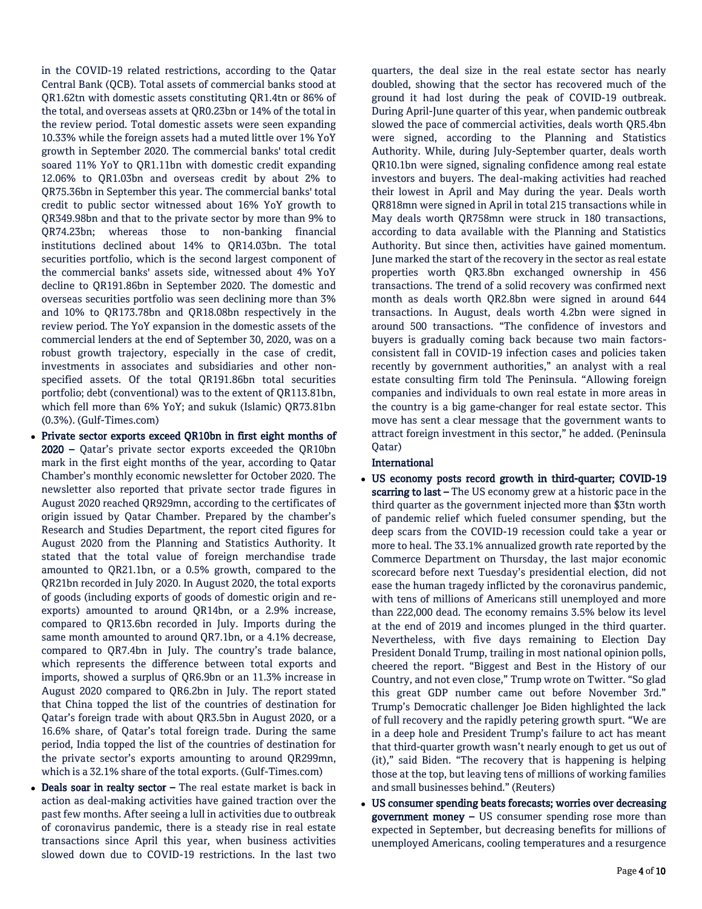in the COVID-19 related restrictions, according to the Qatar Central Bank (QCB). Total assets of commercial banks stood at QR1.62tn with domestic assets constituting QR1.4tn or 86% of the total, and overseas assets at QR0.23bn or 14% of the total in the review period. Total domestic assets were seen expanding 10.33% while the foreign assets had a muted little over 1% YoY growth in September 2020. The commercial banks' total credit soared 11% YoY to QR1.11bn with domestic credit expanding 12.06% to QR1.03bn and overseas credit by about 2% to QR75.36bn in September this year. The commercial banks' total credit to public sector witnessed about 16% YoY growth to QR349.98bn and that to the private sector by more than 9% to QR74.23bn; whereas those to non-banking financial institutions declined about 14% to QR14.03bn. The total securities portfolio, which is the second largest component of the commercial banks' assets side, witnessed about 4% YoY decline to QR191.86bn in September 2020. The domestic and overseas securities portfolio was seen declining more than 3% and 10% to QR173.78bn and QR18.08bn respectively in the review period. The YoY expansion in the domestic assets of the commercial lenders at the end of September 30, 2020, was on a robust growth trajectory, especially in the case of credit, investments in associates and subsidiaries and other non-specified assets. Of the total QR191.86bn total securities portfolio; debt (conventional) was to the extent of QR113.81bn, which fell more than 6% YoY; and sukuk (Islamic) QR73.81bn (0.3%). (Gulf-Times.com)

- **Private sector exports exceed QR10bn in first eight months of 2020 –** Qatar's private sector exports exceeded the QR10bn mark in the first eight months of the year, according to Qatar Chamber's monthly economic newsletter for October 2020. The newsletter also reported that private sector trade figures in August 2020 reached QR929mn, according to the certificates of origin issued by Qatar Chamber. Prepared by the chamber's Research and Studies Department, the report cited figures for August 2020 from the Planning and Statistics Authority. It stated that the total value of foreign merchandise trade amounted to QR21.1bn, or a 0.5% growth, compared to the QR21bn recorded in July 2020. In August 2020, the total exports of goods (including exports of goods of domestic origin and re-exports) amounted to around QR14bn, or a 2.9% increase, compared to QR13.6bn recorded in July. Imports during the same month amounted to around QR7.1bn, or a 4.1% decrease, compared to QR7.4bn in July. The country's trade balance, which represents the difference between total exports and imports, showed a surplus of QR6.9bn or an 11.3% increase in August 2020 compared to QR6.2bn in July. The report stated that China topped the list of the countries of destination for Qatar's foreign trade with about QR3.5bn in August 2020, or a 16.6% share, of Qatar's total foreign trade. During the same period, India topped the list of the countries of destination for the private sector's exports amounting to around QR299mn, which is a 32.1% share of the total exports. (Gulf-Times.com)
- **Deals soar in realty sector –** The real estate market is back in action as deal-making activities have gained traction over the past few months. After seeing a lull in activities due to outbreak of coronavirus pandemic, there is a steady rise in real estate transactions since April this year, when business activities slowed down due to COVID-19 restrictions. In the last two quarters, the deal size in the real estate sector has nearly doubled, showing that the sector has recovered much of the ground it had lost during the peak of COVID-19 outbreak. During April-June quarter of this year, when pandemic outbreak slowed the pace of commercial activities, deals worth QR5.4bn were signed, according to the Planning and Statistics Authority. While, during July-September quarter, deals worth QR10.1bn were signed, signaling confidence among real estate investors and buyers. The deal-making activities had reached their lowest in April and May during the year. Deals worth QR818mn were signed in April in total 215 transactions while in May deals worth QR758mn were struck in 180 transactions, according to data available with the Planning and Statistics Authority. But since then, activities have gained momentum. June marked the start of the recovery in the sector as real estate properties worth QR3.8bn exchanged ownership in 456 transactions. The trend of a solid recovery was confirmed next month as deals worth QR2.8bn were signed in around 644 transactions. In August, deals worth 4.2bn were signed in around 500 transactions. "The confidence of investors and buyers is gradually coming back because two main factors-consistent fall in COVID-19 infection cases and policies taken recently by government authorities," an analyst with a real estate consulting firm told The Peninsula. "Allowing foreign companies and individuals to own real estate in more areas in the country is a big game-changer for real estate sector. This move has sent a clear message that the government wants to attract foreign investment in this sector," he added. (Peninsula Qatar)

## International

- **US economy posts record growth in third-quarter; COVID-19 scarring to last –** The US economy grew at a historic pace in the third quarter as the government injected more than $3tn worth of pandemic relief which fueled consumer spending, but the deep scars from the COVID-19 recession could take a year or more to heal. The 33.1% annualized growth rate reported by the Commerce Department on Thursday, the last major economic scorecard before next Tuesday's presidential election, did not ease the human tragedy inflicted by the coronavirus pandemic, with tens of millions of Americans still unemployed and more than 222,000 dead. The economy remains 3.5% below its level at the end of 2019 and incomes plunged in the third quarter. Nevertheless, with five days remaining to Election Day President Donald Trump, trailing in most national opinion polls, cheered the report. "Biggest and Best in the History of our Country, and not even close," Trump wrote on Twitter. "So glad this great GDP number came out before November 3rd." Trump's Democratic challenger Joe Biden highlighted the lack of full recovery and the rapidly petering growth spurt. "We are in a deep hole and President Trump's failure to act has meant that third-quarter growth wasn't nearly enough to get us out of (it)," said Biden. "The recovery that is happening is helping those at the top, but leaving tens of millions of working families and small businesses behind." (Reuters)
- **US consumer spending beats forecasts; worries over decreasing government money –** US consumer spending rose more than expected in September, but decreasing benefits for millions of unemployed Americans, cooling temperatures and a resurgence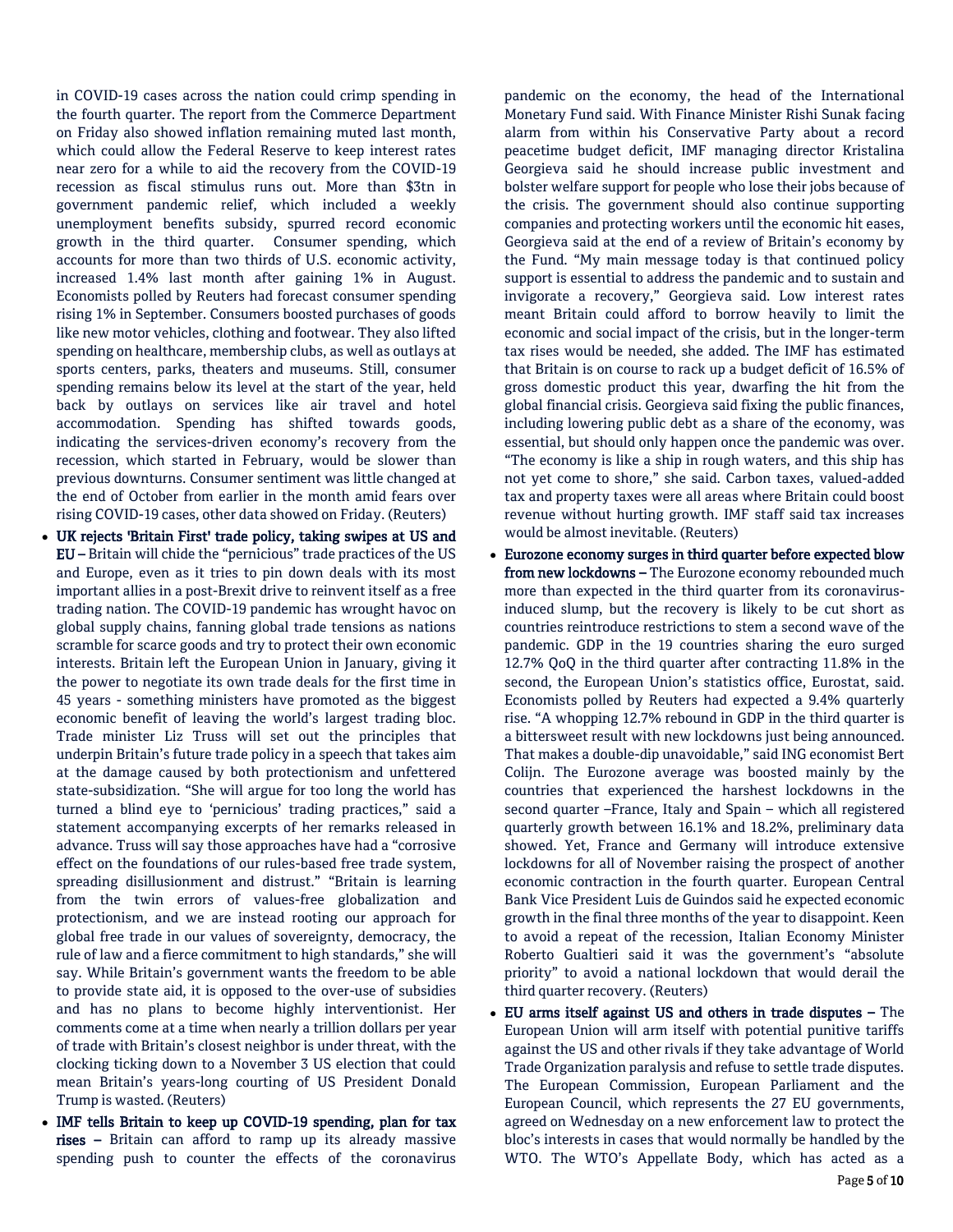in COVID-19 cases across the nation could crimp spending in the fourth quarter. The report from the Commerce Department on Friday also showed inflation remaining muted last month, which could allow the Federal Reserve to keep interest rates near zero for a while to aid the recovery from the COVID-19 recession as fiscal stimulus runs out. More than $3tn in government pandemic relief, which included a weekly unemployment benefits subsidy, spurred record economic growth in the third quarter. Consumer spending, which accounts for more than two thirds of U.S. economic activity, increased 1.4% last month after gaining 1% in August. Economists polled by Reuters had forecast consumer spending rising 1% in September. Consumers boosted purchases of goods like new motor vehicles, clothing and footwear. They also lifted spending on healthcare, membership clubs, as well as outlays at sports centers, parks, theaters and museums. Still, consumer spending remains below its level at the start of the year, held back by outlays on services like air travel and hotel accommodation. Spending has shifted towards goods, indicating the services-driven economy's recovery from the recession, which started in February, would be slower than previous downturns. Consumer sentiment was little changed at the end of October from earlier in the month amid fears over rising COVID-19 cases, other data showed on Friday. (Reuters)

- **UK rejects 'Britain First' trade policy, taking swipes at US and EU –** Britain will chide the "pernicious" trade practices of the US and Europe, even as it tries to pin down deals with its most important allies in a post-Brexit drive to reinvent itself as a free trading nation. The COVID-19 pandemic has wrought havoc on global supply chains, fanning global trade tensions as nations scramble for scarce goods and try to protect their own economic interests. Britain left the European Union in January, giving it the power to negotiate its own trade deals for the first time in 45 years - something ministers have promoted as the biggest economic benefit of leaving the world's largest trading bloc. Trade minister Liz Truss will set out the principles that underpin Britain's future trade policy in a speech that takes aim at the damage caused by both protectionism and unfettered state-subsidization. "She will argue for too long the world has turned a blind eye to 'pernicious' trading practices," said a statement accompanying excerpts of her remarks released in advance. Truss will say those approaches have had a "corrosive effect on the foundations of our rules-based free trade system, spreading disillusionment and distrust." "Britain is learning from the twin errors of values-free globalization and protectionism, and we are instead rooting our approach for global free trade in our values of sovereignty, democracy, the rule of law and a fierce commitment to high standards," she will say. While Britain's government wants the freedom to be able to provide state aid, it is opposed to the over-use of subsidies and has no plans to become highly interventionist. Her comments come at a time when nearly a trillion dollars per year of trade with Britain's closest neighbor is under threat, with the clocking ticking down to a November 3 US election that could mean Britain's years-long courting of US President Donald Trump is wasted. (Reuters)
- **IMF tells Britain to keep up COVID-19 spending, plan for tax rises –** Britain can afford to ramp up its already massive spending push to counter the effects of the coronavirus pandemic on the economy, the head of the International Monetary Fund said. With Finance Minister Rishi Sunak facing alarm from within his Conservative Party about a record peacetime budget deficit, IMF managing director Kristalina Georgieva said he should increase public investment and bolster welfare support for people who lose their jobs because of the crisis. The government should also continue supporting companies and protecting workers until the economic hit eases, Georgieva said at the end of a review of Britain's economy by the Fund. "My main message today is that continued policy support is essential to address the pandemic and to sustain and invigorate a recovery," Georgieva said. Low interest rates meant Britain could afford to borrow heavily to limit the economic and social impact of the crisis, but in the longer-term tax rises would be needed, she added. The IMF has estimated that Britain is on course to rack up a budget deficit of 16.5% of gross domestic product this year, dwarfing the hit from the global financial crisis. Georgieva said fixing the public finances, including lowering public debt as a share of the economy, was essential, but should only happen once the pandemic was over. "The economy is like a ship in rough waters, and this ship has not yet come to shore," she said. Carbon taxes, valued-added tax and property taxes were all areas where Britain could boost revenue without hurting growth. IMF staff said tax increases would be almost inevitable. (Reuters)
- **Eurozone economy surges in third quarter before expected blow from new lockdowns –** The Eurozone economy rebounded much more than expected in the third quarter from its coronavirus-induced slump, but the recovery is likely to be cut short as countries reintroduce restrictions to stem a second wave of the pandemic. GDP in the 19 countries sharing the euro surged 12.7% QoQ in the third quarter after contracting 11.8% in the second, the European Union's statistics office, Eurostat, said. Economists polled by Reuters had expected a 9.4% quarterly rise. "A whopping 12.7% rebound in GDP in the third quarter is a bittersweet result with new lockdowns just being announced. That makes a double-dip unavoidable," said ING economist Bert Colijn. The Eurozone average was boosted mainly by the countries that experienced the harshest lockdowns in the second quarter –France, Italy and Spain – which all registered quarterly growth between 16.1% and 18.2%, preliminary data showed. Yet, France and Germany will introduce extensive lockdowns for all of November raising the prospect of another economic contraction in the fourth quarter. European Central Bank Vice President Luis de Guindos said he expected economic growth in the final three months of the year to disappoint. Keen to avoid a repeat of the recession, Italian Economy Minister Roberto Gualtieri said it was the government's "absolute priority" to avoid a national lockdown that would derail the third quarter recovery. (Reuters)
- **EU arms itself against US and others in trade disputes –** The European Union will arm itself with potential punitive tariffs against the US and other rivals if they take advantage of World Trade Organization paralysis and refuse to settle trade disputes. The European Commission, European Parliament and the European Council, which represents the 27 EU governments, agreed on Wednesday on a new enforcement law to protect the bloc's interests in cases that would normally be handled by the WTO. The WTO's Appellate Body, which has acted as a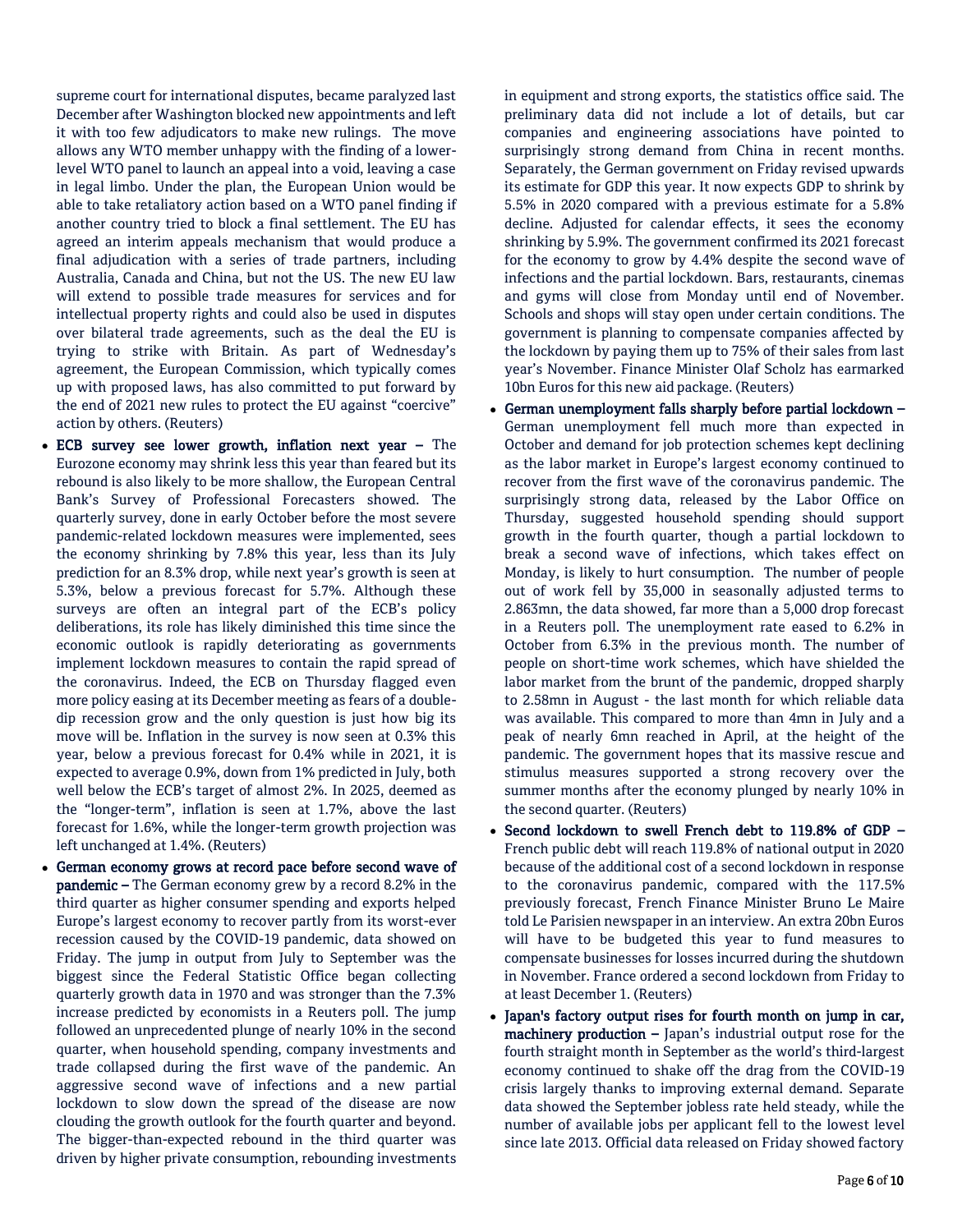supreme court for international disputes, became paralyzed last December after Washington blocked new appointments and left it with too few adjudicators to make new rulings. The move allows any WTO member unhappy with the finding of a lower-level WTO panel to launch an appeal into a void, leaving a case in legal limbo. Under the plan, the European Union would be able to take retaliatory action based on a WTO panel finding if another country tried to block a final settlement. The EU has agreed an interim appeals mechanism that would produce a final adjudication with a series of trade partners, including Australia, Canada and China, but not the US. The new EU law will extend to possible trade measures for services and for intellectual property rights and could also be used in disputes over bilateral trade agreements, such as the deal the EU is trying to strike with Britain. As part of Wednesday's agreement, the European Commission, which typically comes up with proposed laws, has also committed to put forward by the end of 2021 new rules to protect the EU against "coercive" action by others. (Reuters)

- **ECB survey see lower growth, inflation next year –** The Eurozone economy may shrink less this year than feared but its rebound is also likely to be more shallow, the European Central Bank's Survey of Professional Forecasters showed. The quarterly survey, done in early October before the most severe pandemic-related lockdown measures were implemented, sees the economy shrinking by 7.8% this year, less than its July prediction for an 8.3% drop, while next year's growth is seen at 5.3%, below a previous forecast for 5.7%. Although these surveys are often an integral part of the ECB's policy deliberations, its role has likely diminished this time since the economic outlook is rapidly deteriorating as governments implement lockdown measures to contain the rapid spread of the coronavirus. Indeed, the ECB on Thursday flagged even more policy easing at its December meeting as fears of a double-dip recession grow and the only question is just how big its move will be. Inflation in the survey is now seen at 0.3% this year, below a previous forecast for 0.4% while in 2021, it is expected to average 0.9%, down from 1% predicted in July, both well below the ECB's target of almost 2%. In 2025, deemed as the "longer-term", inflation is seen at 1.7%, above the last forecast for 1.6%, while the longer-term growth projection was left unchanged at 1.4%. (Reuters)
- **German economy grows at record pace before second wave of pandemic –** The German economy grew by a record 8.2% in the third quarter as higher consumer spending and exports helped Europe's largest economy to recover partly from its worst-ever recession caused by the COVID-19 pandemic, data showed on Friday. The jump in output from July to September was the biggest since the Federal Statistic Office began collecting quarterly growth data in 1970 and was stronger than the 7.3% increase predicted by economists in a Reuters poll. The jump followed an unprecedented plunge of nearly 10% in the second quarter, when household spending, company investments and trade collapsed during the first wave of the pandemic. An aggressive second wave of infections and a new partial lockdown to slow down the spread of the disease are now clouding the growth outlook for the fourth quarter and beyond. The bigger-than-expected rebound in the third quarter was driven by higher private consumption, rebounding investments in equipment and strong exports, the statistics office said. The preliminary data did not include a lot of details, but car companies and engineering associations have pointed to surprisingly strong demand from China in recent months. Separately, the German government on Friday revised upwards its estimate for GDP this year. It now expects GDP to shrink by 5.5% in 2020 compared with a previous estimate for a 5.8% decline. Adjusted for calendar effects, it sees the economy shrinking by 5.9%. The government confirmed its 2021 forecast for the economy to grow by 4.4% despite the second wave of infections and the partial lockdown. Bars, restaurants, cinemas and gyms will close from Monday until end of November. Schools and shops will stay open under certain conditions. The government is planning to compensate companies affected by the lockdown by paying them up to 75% of their sales from last year's November. Finance Minister Olaf Scholz has earmarked 10bn Euros for this new aid package. (Reuters)
- **German unemployment falls sharply before partial lockdown –** German unemployment fell much more than expected in October and demand for job protection schemes kept declining as the labor market in Europe's largest economy continued to recover from the first wave of the coronavirus pandemic. The surprisingly strong data, released by the Labor Office on Thursday, suggested household spending should support growth in the fourth quarter, though a partial lockdown to break a second wave of infections, which takes effect on Monday, is likely to hurt consumption. The number of people out of work fell by 35,000 in seasonally adjusted terms to 2.863mn, the data showed, far more than a 5,000 drop forecast in a Reuters poll. The unemployment rate eased to 6.2% in October from 6.3% in the previous month. The number of people on short-time work schemes, which have shielded the labor market from the brunt of the pandemic, dropped sharply to 2.58mn in August - the last month for which reliable data was available. This compared to more than 4mn in July and a peak of nearly 6mn reached in April, at the height of the pandemic. The government hopes that its massive rescue and stimulus measures supported a strong recovery over the summer months after the economy plunged by nearly 10% in the second quarter. (Reuters)
- **Second lockdown to swell French debt to 119.8% of GDP –** French public debt will reach 119.8% of national output in 2020 because of the additional cost of a second lockdown in response to the coronavirus pandemic, compared with the 117.5% previously forecast, French Finance Minister Bruno Le Maire told Le Parisien newspaper in an interview. An extra 20bn Euros will have to be budgeted this year to fund measures to compensate businesses for losses incurred during the shutdown in November. France ordered a second lockdown from Friday to at least December 1. (Reuters)
- **Japan's factory output rises for fourth month on jump in car, machinery production –** Japan's industrial output rose for the fourth straight month in September as the world's third-largest economy continued to shake off the drag from the COVID-19 crisis largely thanks to improving external demand. Separate data showed the September jobless rate held steady, while the number of available jobs per applicant fell to the lowest level since late 2013. Official data released on Friday showed factory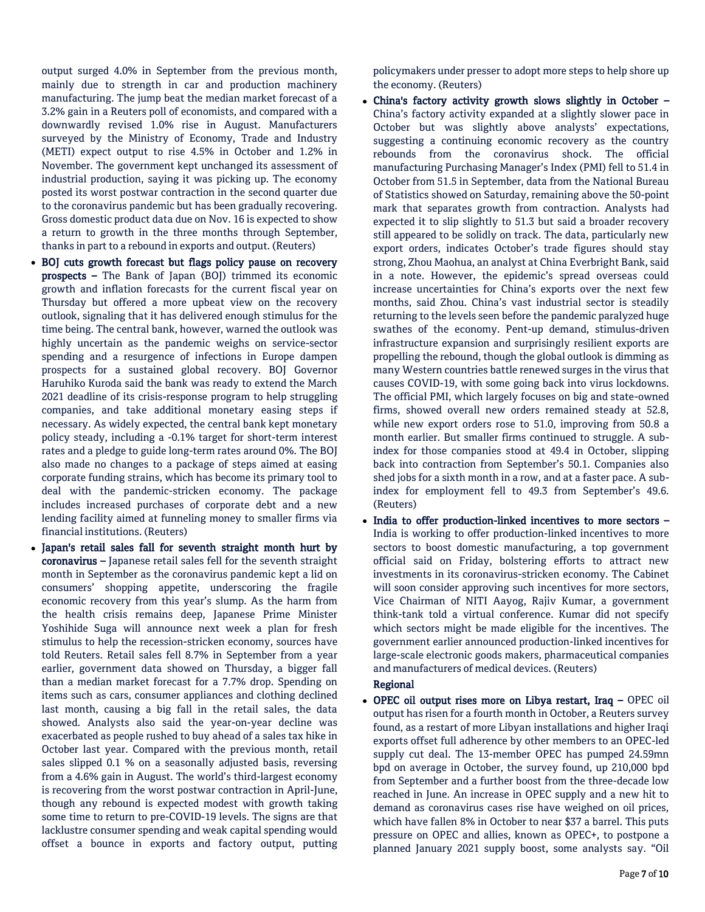output surged 4.0% in September from the previous month, mainly due to strength in car and production machinery manufacturing. The jump beat the median market forecast of a 3.2% gain in a Reuters poll of economists, and compared with a downwardly revised 1.0% rise in August. Manufacturers surveyed by the Ministry of Economy, Trade and Industry (METI) expect output to rise 4.5% in October and 1.2% in November. The government kept unchanged its assessment of industrial production, saying it was picking up. The economy posted its worst postwar contraction in the second quarter due to the coronavirus pandemic but has been gradually recovering. Gross domestic product data due on Nov. 16 is expected to show a return to growth in the three months through September, thanks in part to a rebound in exports and output. (Reuters)

- **BOJ cuts growth forecast but flags policy pause on recovery prospects –** The Bank of Japan (BOJ) trimmed its economic growth and inflation forecasts for the current fiscal year on Thursday but offered a more upbeat view on the recovery outlook, signaling that it has delivered enough stimulus for the time being. The central bank, however, warned the outlook was highly uncertain as the pandemic weighs on service-sector spending and a resurgence of infections in Europe dampen prospects for a sustained global recovery. BOJ Governor Haruhiko Kuroda said the bank was ready to extend the March 2021 deadline of its crisis-response program to help struggling companies, and take additional monetary easing steps if necessary. As widely expected, the central bank kept monetary policy steady, including a -0.1% target for short-term interest rates and a pledge to guide long-term rates around 0%. The BOJ also made no changes to a package of steps aimed at easing corporate funding strains, which has become its primary tool to deal with the pandemic-stricken economy. The package includes increased purchases of corporate debt and a new lending facility aimed at funneling money to smaller firms via financial institutions. (Reuters)
- **Japan's retail sales fall for seventh straight month hurt by coronavirus –** Japanese retail sales fell for the seventh straight month in September as the coronavirus pandemic kept a lid on consumers' shopping appetite, underscoring the fragile economic recovery from this year's slump. As the harm from the health crisis remains deep, Japanese Prime Minister Yoshihide Suga will announce next week a plan for fresh stimulus to help the recession-stricken economy, sources have told Reuters. Retail sales fell 8.7% in September from a year earlier, government data showed on Thursday, a bigger fall than a median market forecast for a 7.7% drop. Spending on items such as cars, consumer appliances and clothing declined last month, causing a big fall in the retail sales, the data showed. Analysts also said the year-on-year decline was exacerbated as people rushed to buy ahead of a sales tax hike in October last year. Compared with the previous month, retail sales slipped 0.1 % on a seasonally adjusted basis, reversing from a 4.6% gain in August. The world's third-largest economy is recovering from the worst postwar contraction in April-June, though any rebound is expected modest with growth taking some time to return to pre-COVID-19 levels. The signs are that lacklustre consumer spending and weak capital spending would offset a bounce in exports and factory output, putting policymakers under presser to adopt more steps to help shore up the economy. (Reuters)
- **China's factory activity growth slows slightly in October –** China's factory activity expanded at a slightly slower pace in October but was slightly above analysts' expectations, suggesting a continuing economic recovery as the country rebounds from the coronavirus shock. The official manufacturing Purchasing Manager's Index (PMI) fell to 51.4 in October from 51.5 in September, data from the National Bureau of Statistics showed on Saturday, remaining above the 50-point mark that separates growth from contraction. Analysts had expected it to slip slightly to 51.3 but said a broader recovery still appeared to be solidly on track. The data, particularly new export orders, indicates October's trade figures should stay strong, Zhou Maohua, an analyst at China Everbright Bank, said in a note. However, the epidemic's spread overseas could increase uncertainties for China's exports over the next few months, said Zhou. China's vast industrial sector is steadily returning to the levels seen before the pandemic paralyzed huge swathes of the economy. Pent-up demand, stimulus-driven infrastructure expansion and surprisingly resilient exports are propelling the rebound, though the global outlook is dimming as many Western countries battle renewed surges in the virus that causes COVID-19, with some going back into virus lockdowns. The official PMI, which largely focuses on big and state-owned firms, showed overall new orders remained steady at 52.8, while new export orders rose to 51.0, improving from 50.8 a month earlier. But smaller firms continued to struggle. A sub-index for those companies stood at 49.4 in October, slipping back into contraction from September's 50.1. Companies also shed jobs for a sixth month in a row, and at a faster pace. A sub-index for employment fell to 49.3 from September's 49.6. (Reuters)
- **India to offer production-linked incentives to more sectors –** India is working to offer production-linked incentives to more sectors to boost domestic manufacturing, a top government official said on Friday, bolstering efforts to attract new investments in its coronavirus-stricken economy. The Cabinet will soon consider approving such incentives for more sectors, Vice Chairman of NITI Aayog, Rajiv Kumar, a government think-tank told a virtual conference. Kumar did not specify which sectors might be made eligible for the incentives. The government earlier announced production-linked incentives for large-scale electronic goods makers, pharmaceutical companies and manufacturers of medical devices. (Reuters)

**Regional**

- **OPEC oil output rises more on Libya restart, Iraq –** OPEC oil output has risen for a fourth month in October, a Reuters survey found, as a restart of more Libyan installations and higher Iraqi exports offset full adherence by other members to an OPEC-led supply cut deal. The 13-member OPEC has pumped 24.59mn bpd on average in October, the survey found, up 210,000 bpd from September and a further boost from the three-decade low reached in June. An increase in OPEC supply and a new hit to demand as coronavirus cases rise have weighed on oil prices, which have fallen 8% in October to near $37 a barrel. This puts pressure on OPEC and allies, known as OPEC+, to postpone a planned January 2021 supply boost, some analysts say. "Oil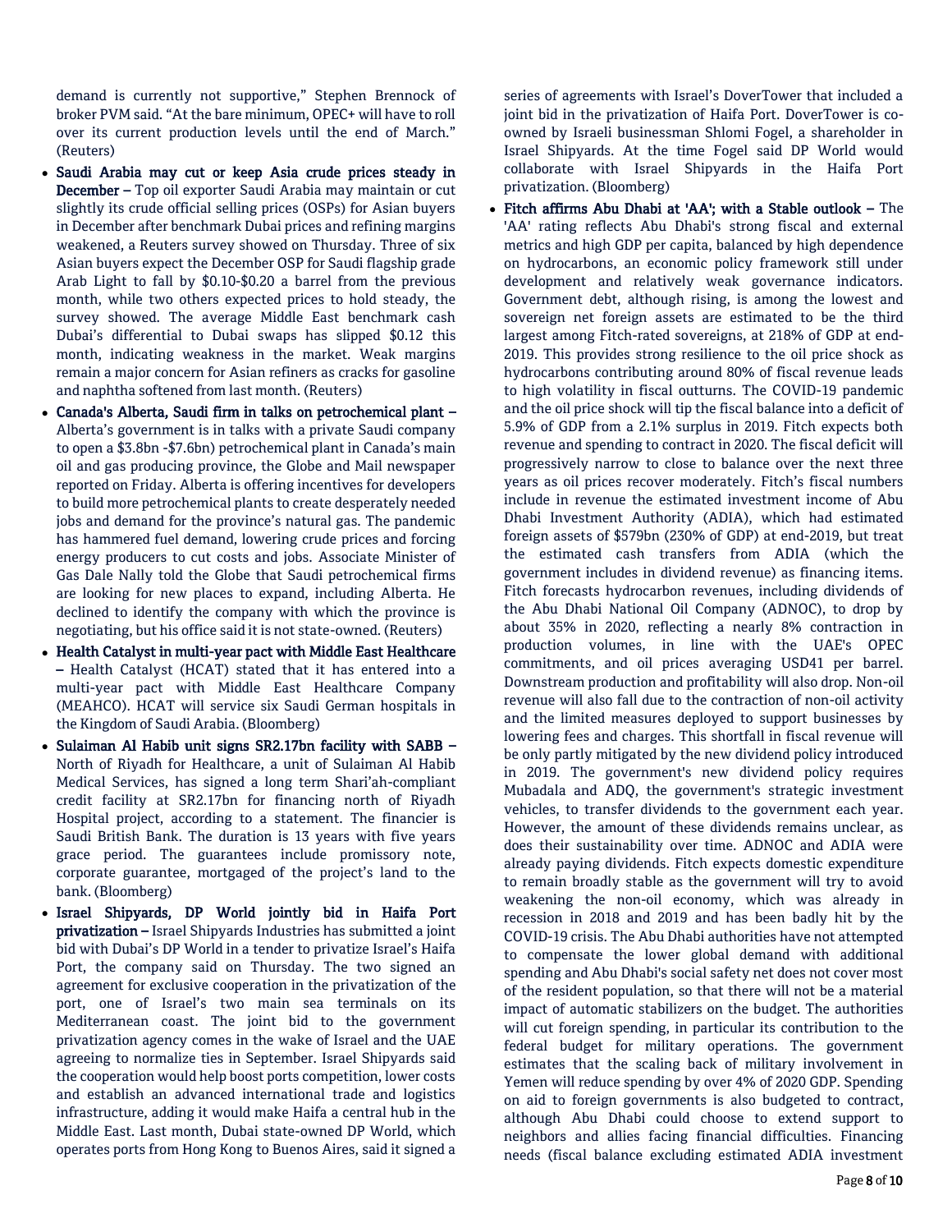demand is currently not supportive," Stephen Brennock of broker PVM said. "At the bare minimum, OPEC+ will have to roll over its current production levels until the end of March." (Reuters)

- **Saudi Arabia may cut or keep Asia crude prices steady in December –** Top oil exporter Saudi Arabia may maintain or cut slightly its crude official selling prices (OSPs) for Asian buyers in December after benchmark Dubai prices and refining margins weakened, a Reuters survey showed on Thursday. Three of six Asian buyers expect the December OSP for Saudi flagship grade Arab Light to fall by $0.10-$0.20 a barrel from the previous month, while two others expected prices to hold steady, the survey showed. The average Middle East benchmark cash Dubai's differential to Dubai swaps has slipped $0.12 this month, indicating weakness in the market. Weak margins remain a major concern for Asian refiners as cracks for gasoline and naphtha softened from last month. (Reuters)
- **Canada's Alberta, Saudi firm in talks on petrochemical plant –** Alberta's government is in talks with a private Saudi company to open a $3.8bn -$7.6bn) petrochemical plant in Canada's main oil and gas producing province, the Globe and Mail newspaper reported on Friday. Alberta is offering incentives for developers to build more petrochemical plants to create desperately needed jobs and demand for the province's natural gas. The pandemic has hammered fuel demand, lowering crude prices and forcing energy producers to cut costs and jobs. Associate Minister of Gas Dale Nally told the Globe that Saudi petrochemical firms are looking for new places to expand, including Alberta. He declined to identify the company with which the province is negotiating, but his office said it is not state-owned. (Reuters)
- **Health Catalyst in multi-year pact with Middle East Healthcare –** Health Catalyst (HCAT) stated that it has entered into a multi-year pact with Middle East Healthcare Company (MEAHCO). HCAT will service six Saudi German hospitals in the Kingdom of Saudi Arabia. (Bloomberg)
- **Sulaiman Al Habib unit signs SR2.17bn facility with SABB –** North of Riyadh for Healthcare, a unit of Sulaiman Al Habib Medical Services, has signed a long term Shari'ah-compliant credit facility at SR2.17bn for financing north of Riyadh Hospital project, according to a statement. The financier is Saudi British Bank. The duration is 13 years with five years grace period. The guarantees include promissory note, corporate guarantee, mortgaged of the project's land to the bank. (Bloomberg)
- **Israel Shipyards, DP World jointly bid in Haifa Port privatization –** Israel Shipyards Industries has submitted a joint bid with Dubai's DP World in a tender to privatize Israel's Haifa Port, the company said on Thursday. The two signed an agreement for exclusive cooperation in the privatization of the port, one of Israel's two main sea terminals on its Mediterranean coast. The joint bid to the government privatization agency comes in the wake of Israel and the UAE agreeing to normalize ties in September. Israel Shipyards said the cooperation would help boost ports competition, lower costs and establish an advanced international trade and logistics infrastructure, adding it would make Haifa a central hub in the Middle East. Last month, Dubai state-owned DP World, which operates ports from Hong Kong to Buenos Aires, said it signed a series of agreements with Israel's DoverTower that included a joint bid in the privatization of Haifa Port. DoverTower is co-owned by Israeli businessman Shlomi Fogel, a shareholder in Israel Shipyards. At the time Fogel said DP World would collaborate with Israel Shipyards in the Haifa Port privatization. (Bloomberg)
- **Fitch affirms Abu Dhabi at 'AA'; with a Stable outlook –** The 'AA' rating reflects Abu Dhabi's strong fiscal and external metrics and high GDP per capita, balanced by high dependence on hydrocarbons, an economic policy framework still under development and relatively weak governance indicators. Government debt, although rising, is among the lowest and sovereign net foreign assets are estimated to be the third largest among Fitch-rated sovereigns, at 218% of GDP at end-2019. This provides strong resilience to the oil price shock as hydrocarbons contributing around 80% of fiscal revenue leads to high volatility in fiscal outturns. The COVID-19 pandemic and the oil price shock will tip the fiscal balance into a deficit of 5.9% of GDP from a 2.1% surplus in 2019. Fitch expects both revenue and spending to contract in 2020. The fiscal deficit will progressively narrow to close to balance over the next three years as oil prices recover moderately. Fitch's fiscal numbers include in revenue the estimated investment income of Abu Dhabi Investment Authority (ADIA), which had estimated foreign assets of $579bn (230% of GDP) at end-2019, but treat the estimated cash transfers from ADIA (which the government includes in dividend revenue) as financing items. Fitch forecasts hydrocarbon revenues, including dividends of the Abu Dhabi National Oil Company (ADNOC), to drop by about 35% in 2020, reflecting a nearly 8% contraction in production volumes, in line with the UAE's OPEC commitments, and oil prices averaging USD41 per barrel. Downstream production and profitability will also drop. Non-oil revenue will also fall due to the contraction of non-oil activity and the limited measures deployed to support businesses by lowering fees and charges. This shortfall in fiscal revenue will be only partly mitigated by the new dividend policy introduced in 2019. The government's new dividend policy requires Mubadala and ADQ, the government's strategic investment vehicles, to transfer dividends to the government each year. However, the amount of these dividends remains unclear, as does their sustainability over time. ADNOC and ADIA were already paying dividends. Fitch expects domestic expenditure to remain broadly stable as the government will try to avoid weakening the non-oil economy, which was already in recession in 2018 and 2019 and has been badly hit by the COVID-19 crisis. The Abu Dhabi authorities have not attempted to compensate the lower global demand with additional spending and Abu Dhabi's social safety net does not cover most of the resident population, so that there will not be a material impact of automatic stabilizers on the budget. The authorities will cut foreign spending, in particular its contribution to the federal budget for military operations. The government estimates that the scaling back of military involvement in Yemen will reduce spending by over 4% of 2020 GDP. Spending on aid to foreign governments is also budgeted to contract, although Abu Dhabi could choose to extend support to neighbors and allies facing financial difficulties. Financing needs (fiscal balance excluding estimated ADIA investment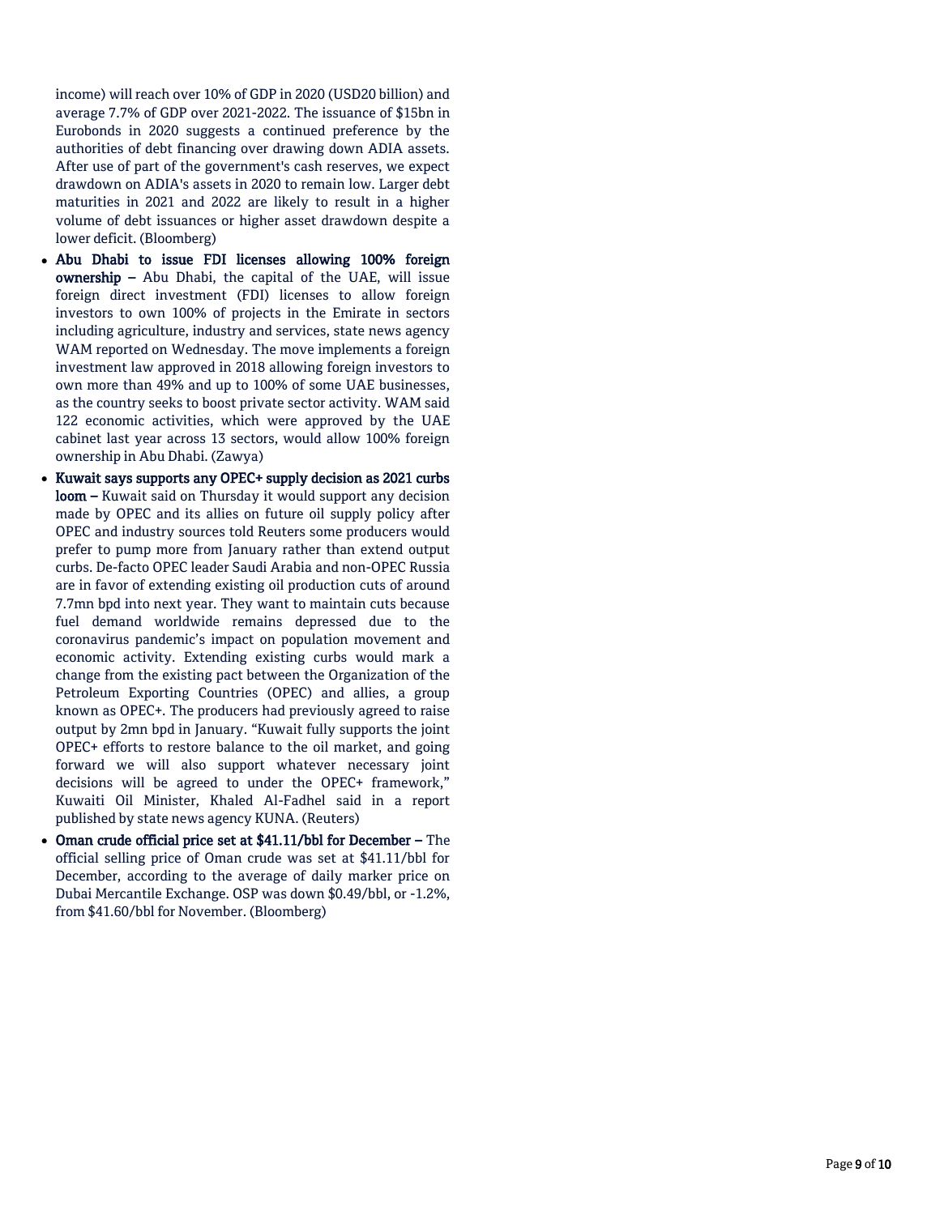income) will reach over 10% of GDP in 2020 (USD20 billion) and average 7.7% of GDP over 2021-2022. The issuance of $15bn in Eurobonds in 2020 suggests a continued preference by the authorities of debt financing over drawing down ADIA assets. After use of part of the government's cash reserves, we expect drawdown on ADIA's assets in 2020 to remain low. Larger debt maturities in 2021 and 2022 are likely to result in a higher volume of debt issuances or higher asset drawdown despite a lower deficit. (Bloomberg)

- **Abu Dhabi to issue FDI licenses allowing 100% foreign ownership –** Abu Dhabi, the capital of the UAE, will issue foreign direct investment (FDI) licenses to allow foreign investors to own 100% of projects in the Emirate in sectors including agriculture, industry and services, state news agency WAM reported on Wednesday. The move implements a foreign investment law approved in 2018 allowing foreign investors to own more than 49% and up to 100% of some UAE businesses, as the country seeks to boost private sector activity. WAM said 122 economic activities, which were approved by the UAE cabinet last year across 13 sectors, would allow 100% foreign ownership in Abu Dhabi. (Zawya)
- **Kuwait says supports any OPEC+ supply decision as 2021 curbs loom –** Kuwait said on Thursday it would support any decision made by OPEC and its allies on future oil supply policy after OPEC and industry sources told Reuters some producers would prefer to pump more from January rather than extend output curbs. De-facto OPEC leader Saudi Arabia and non-OPEC Russia are in favor of extending existing oil production cuts of around 7.7mn bpd into next year. They want to maintain cuts because fuel demand worldwide remains depressed due to the coronavirus pandemic's impact on population movement and economic activity. Extending existing curbs would mark a change from the existing pact between the Organization of the Petroleum Exporting Countries (OPEC) and allies, a group known as OPEC+. The producers had previously agreed to raise output by 2mn bpd in January. "Kuwait fully supports the joint OPEC+ efforts to restore balance to the oil market, and going forward we will also support whatever necessary joint decisions will be agreed to under the OPEC+ framework," Kuwaiti Oil Minister, Khaled Al-Fadhel said in a report published by state news agency KUNA. (Reuters)
- **Oman crude official price set at $41.11/bbl for December –** The official selling price of Oman crude was set at $41.11/bbl for December, according to the average of daily marker price on Dubai Mercantile Exchange. OSP was down $0.49/bbl, or -1.2%, from $41.60/bbl for November. (Bloomberg)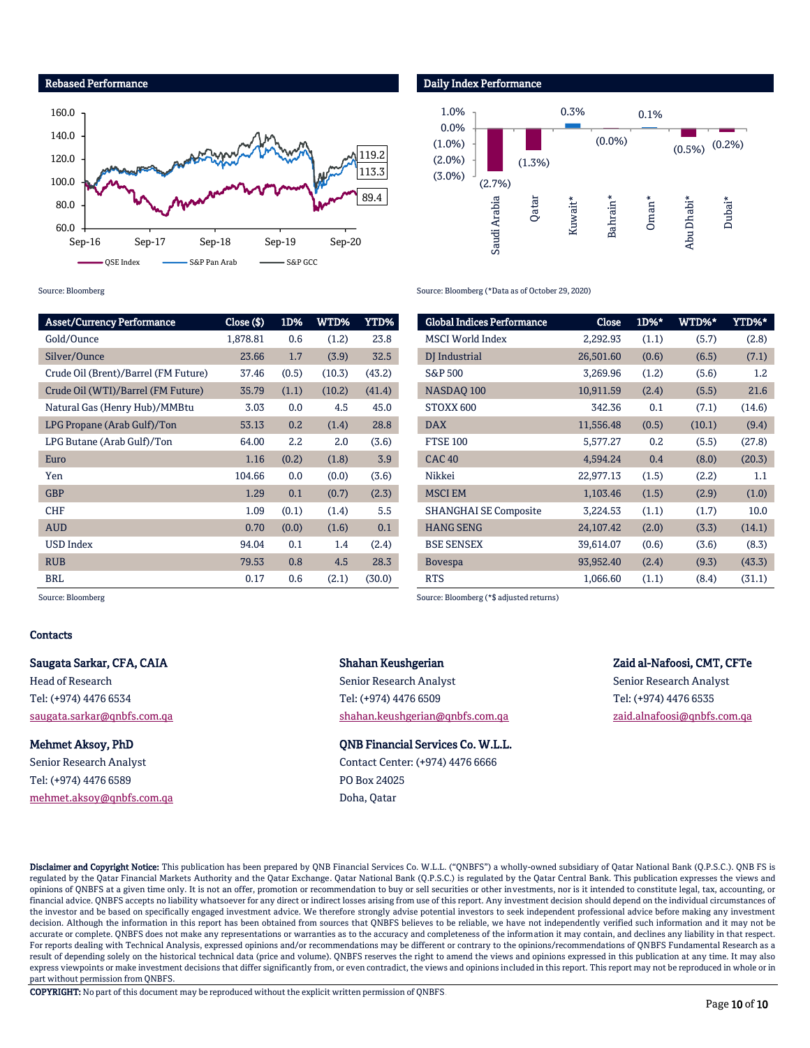## Rebased Performance

160.0
140.0
120.0
100.0
80.0
60.0

Sep-16 Sep-17 Sep-18 Sep-19 Sep-20

119.2
113.3
89.4

QSE Index S&P Pan Arab S&P GCC

Source: Bloomberg

## Daily Index Performance

1.0%
0.0%
(1.0%)
(2.0%)
(3.0%)

(2.7%) (1.3%) 0.3% (0.0%) 0.1% (0.5%) (0.2%)

Saudi Arabia Qatar Kuwait* Bahrain* Oman* Abu Dhabi* Dubai*

Source: Bloomberg (*Data as of October 29, 2020)

| Asset/Currency Performance | Close ($) | 1D% | WTD% | YTD% |
|---|---|---|---|---|
| Gold/Ounce | 1,878.81 | 0.6 | (1.2) | 23.8 |
| Silver/Ounce | 23.66 | 1.7 | (3.9) | 32.5 |
| Crude Oil (Brent)/Barrel (FM Future) | 37.46 | (0.5) | (10.3) | (43.2) |
| Crude Oil (WTI)/Barrel (FM Future) | 35.79 | (1.1) | (10.2) | (41.4) |
| Natural Gas (Henry Hub)/MMBtu | 3.03 | 0.0 | 4.5 | 45.0 |
| LPG Propane (Arab Gulf)/Ton | 53.13 | 0.2 | (1.4) | 28.8 |
| LPG Butane (Arab Gulf)/Ton | 64.00 | 2.2 | 2.0 | (3.6) |
| Euro | 1.16 | (0.2) | (1.8) | 3.9 |
| Yen | 104.66 | 0.0 | (0.0) | (3.6) |
| GBP | 1.29 | 0.1 | (0.7) | (2.3) |
| CHF | 1.09 | (0.1) | (1.4) | 5.5 |
| AUD | 0.70 | (0.0) | (1.6) | 0.1 |
| USD Index | 94.04 | 0.1 | 1.4 | (2.4) |
| RUB | 79.53 | 0.8 | 4.5 | 28.3 |
| BRL | 0.17 | 0.6 | (2.1) | (30.0) |

Source: Bloomberg

| Global Indices Performance | Close | 1D%* | WTD%* | YTD%* |
|---|---|---|---|---|
| MSCI World Index | 2,292.93 | (1.1) | (5.7) | (2.8) |
| DJ Industrial | 26,501.60 | (0.6) | (6.5) | (7.1) |
| S&P 500 | 3,269.96 | (1.2) | (5.6) | 1.2 |
| NASDAQ 100 | 10,911.59 | (2.4) | (5.5) | 21.6 |
| STOXX 600 | 342.36 | 0.1 | (7.1) | (14.6) |
| DAX | 11,556.48 | (0.5) | (10.1) | (9.4) |
| FTSE 100 | 5,577.27 | 0.2 | (5.5) | (27.8) |
| CAC 40 | 4,594.24 | 0.4 | (8.0) | (20.3) |
| Nikkei | 22,977.13 | (1.5) | (2.2) | 1.1 |
| MSCI EM | 1,103.46 | (1.5) | (2.9) | (1.0) |
| SHANGHAI SE Composite | 3,224.53 | (1.1) | (1.7) | 10.0 |
| HANG SENG | 24,107.42 | (2.0) | (3.3) | (14.1) |
| BSE SENSEX | 39,614.07 | (0.6) | (3.6) | (8.3) |
| Bovespa | 93,952.40 | (2.4) | (9.3) | (43.3) |
| RTS | 1,066.60 | (1.1) | (8.4) | (31.1) |

Source: Bloomberg (*$ adjusted returns)

## Contacts

**Saugata Sarkar, CFA, CAIA**
Head of Research
Tel: (+974) 4476 6534
saugata.sarkar@qnbfs.com.qa

**Shahan Keushgerian**
Senior Research Analyst
Tel: (+974) 4476 6509
shahan.keushgerian@qnbfs.com.qa

**Zaid al-Nafoosi, CMT, CFTe**
Senior Research Analyst
Tel: (+974) 4476 6535
zaid.alnafoosi@qnbfs.com.qa

**Mehmet Aksoy, PhD**
Senior Research Analyst
Tel: (+974) 4476 6589
mehmet.aksoy@qnbfs.com.qa

**QNB Financial Services Co. W.L.L.**
Contact Center: (+974) 4476 6666
PO Box 24025
Doha, Qatar

**Disclaimer and Copyright Notice:** This publication has been prepared by QNB Financial Services Co. W.L.L. ("QNBFS") a wholly-owned subsidiary of Qatar National Bank (Q.P.S.C.). QNB FS is regulated by the Qatar Financial Markets Authority and the Qatar Exchange. Qatar National Bank (Q.P.S.C.) is regulated by the Qatar Central Bank. This publication expresses the views and opinions of QNBFS at a given time only. It is not an offer, promotion or recommendation to buy or sell securities or other investments, nor is it intended to constitute legal, tax, accounting, or financial advice. QNBFS accepts no liability whatsoever for any direct or indirect losses arising from use of this report. Any investment decision should depend on the individual circumstances of the investor and be based on specifically engaged investment advice. We therefore strongly advise potential investors to seek independent professional advice before making any investment decision. Although the information in this report has been obtained from sources that QNBFS believes to be reliable, we have not independently verified such information and it may not be accurate or complete. QNBFS does not make any representations or warranties as to the accuracy and completeness of the information it may contain, and declines any liability in that respect. For reports dealing with Technical Analysis, expressed opinions and/or recommendations may be different or contrary to the opinions/recommendations of QNBFS Fundamental Research as a result of depending solely on the historical technical data (price and volume). QNBFS reserves the right to amend the views and opinions expressed in this publication at any time. It may also express viewpoints or make investment decisions that differ significantly from, or even contradict, the views and opinions included in this report. This report may not be reproduced in whole or in part without permission from QNBFS.

**COPYRIGHT:** No part of this document may be reproduced without the explicit written permission of QNBFS